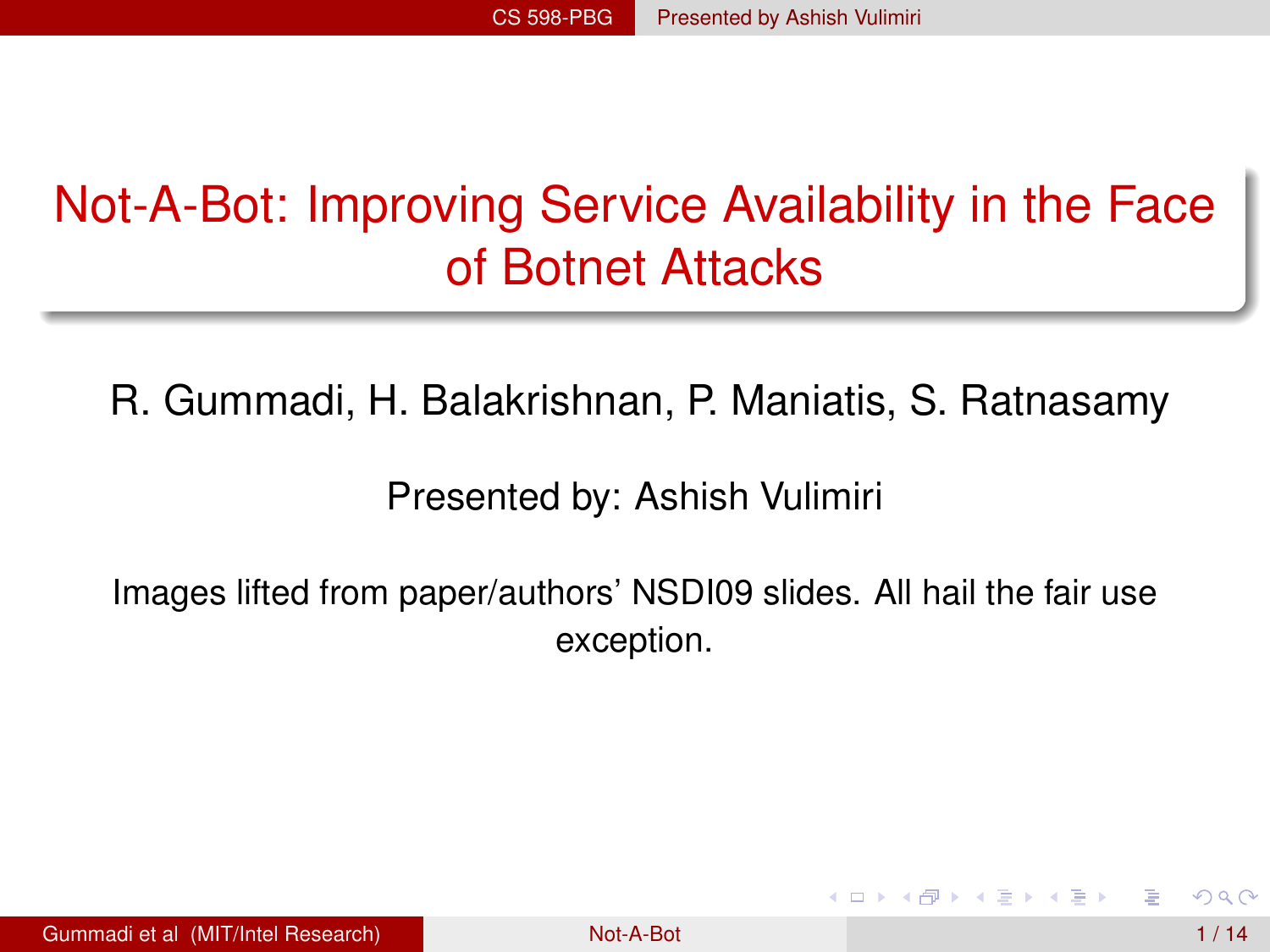# Not-A-Bot: Improving Service Availability in the Face of Botnet Attacks

R. Gummadi, H. Balakrishnan, P. Maniatis, S. Ratnasamy

Presented by: Ashish Vulimiri

Images lifted from paper/authors' NSDI09 slides. All hail the fair use exception.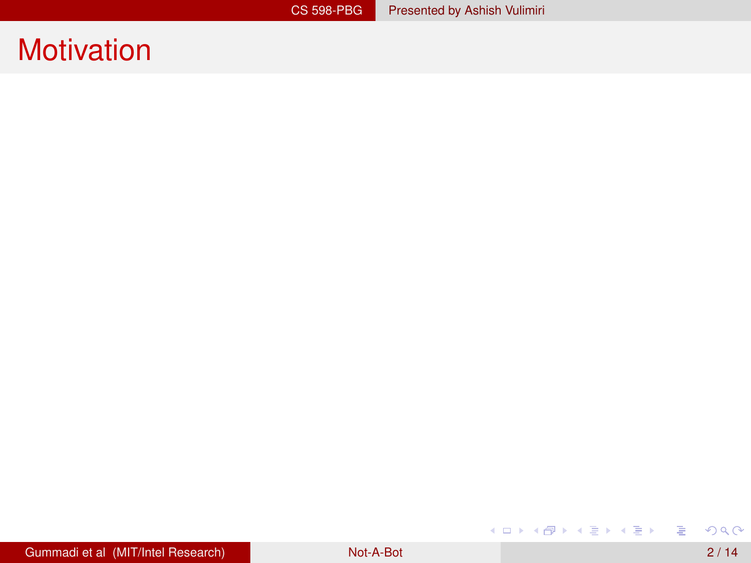# Motivation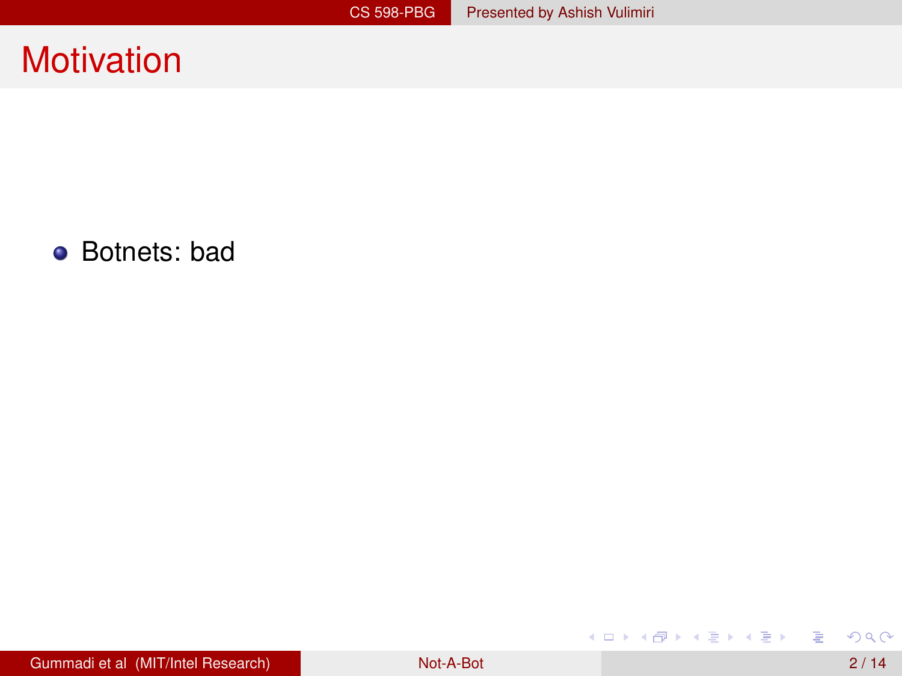# Motivation

- Botnets: bad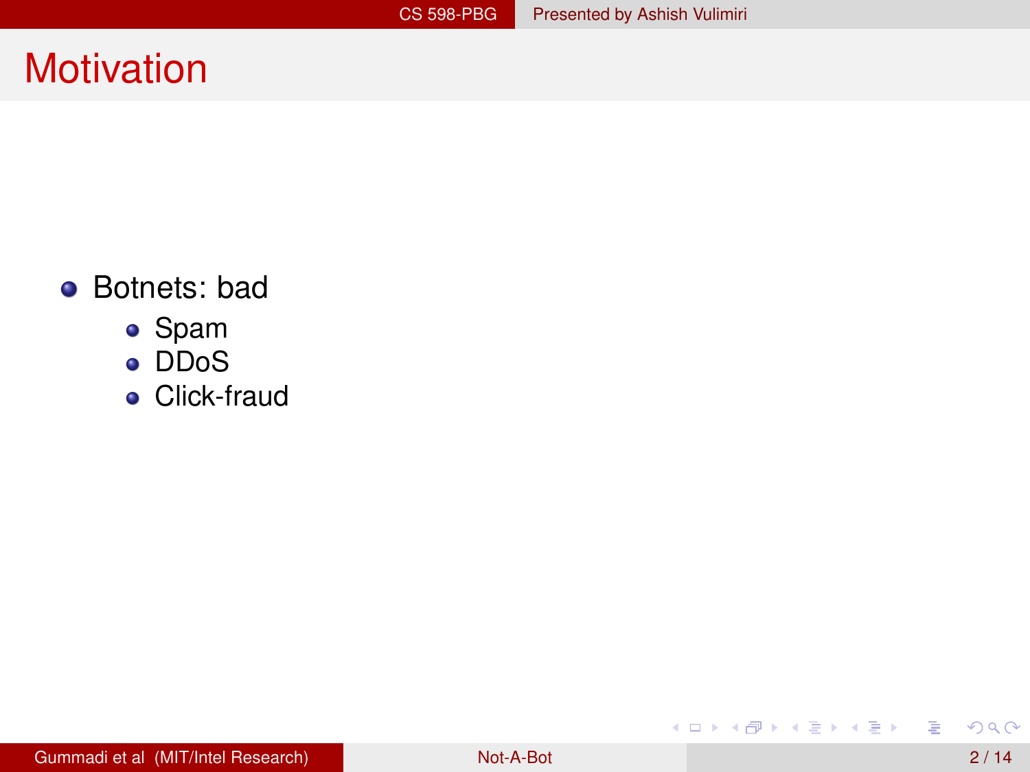# Motivation

- Botnets: bad
  - Spam
  - DDoS
  - Click-fraud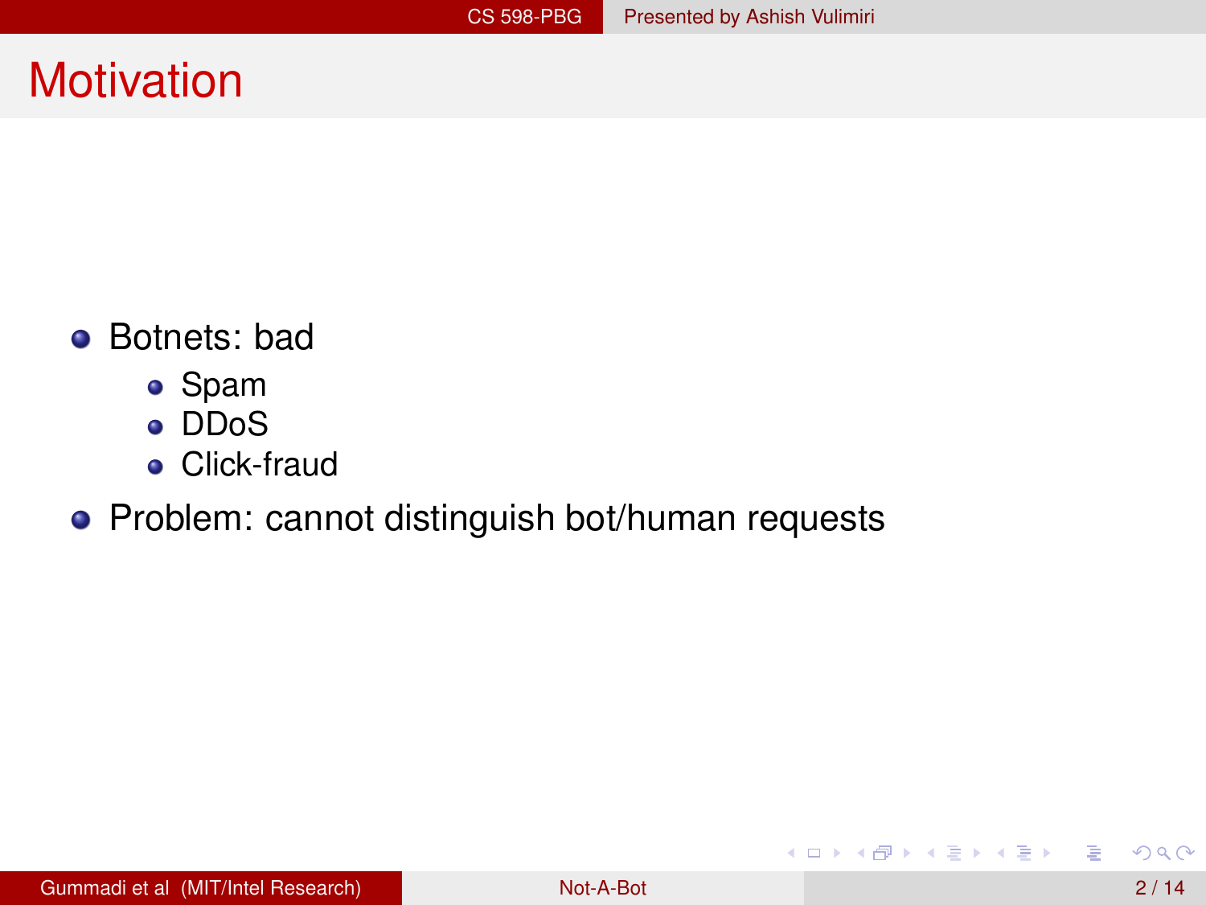# Motivation

- Botnets: bad
  - Spam
  - DDoS
  - Click-fraud
- Problem: cannot distinguish bot/human requests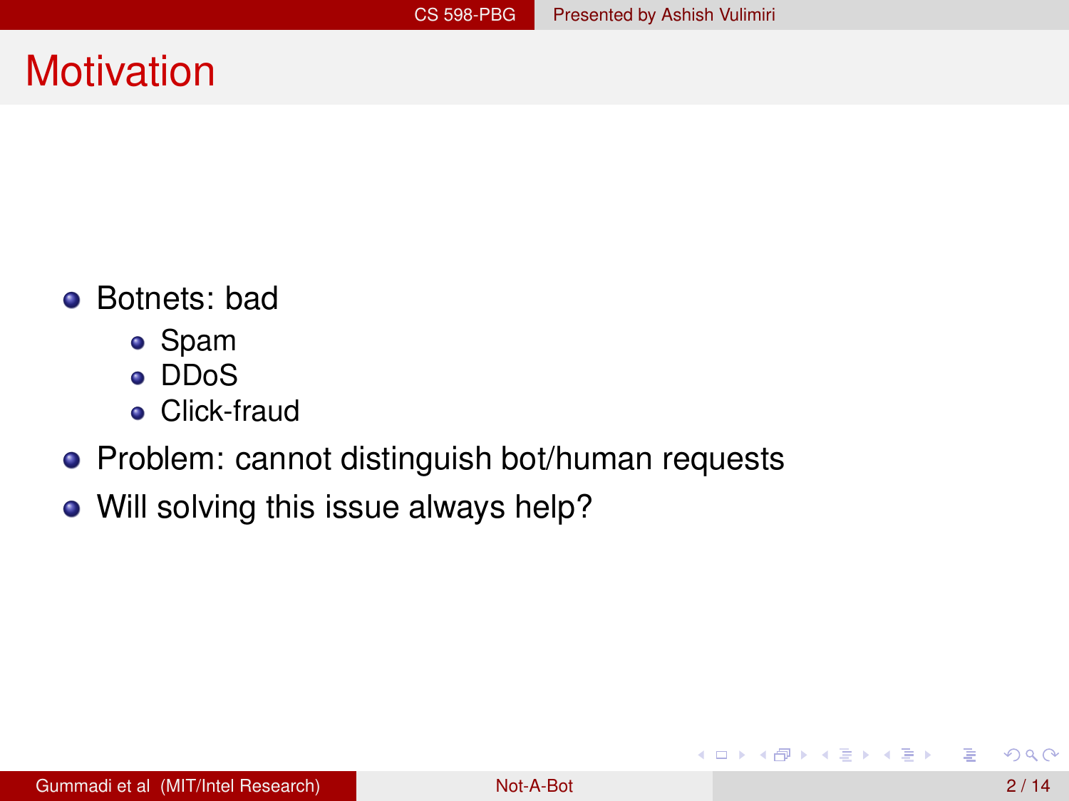# Motivation

- Botnets: bad
  - Spam
  - DDoS
  - Click-fraud
- Problem: cannot distinguish bot/human requests
- Will solving this issue always help?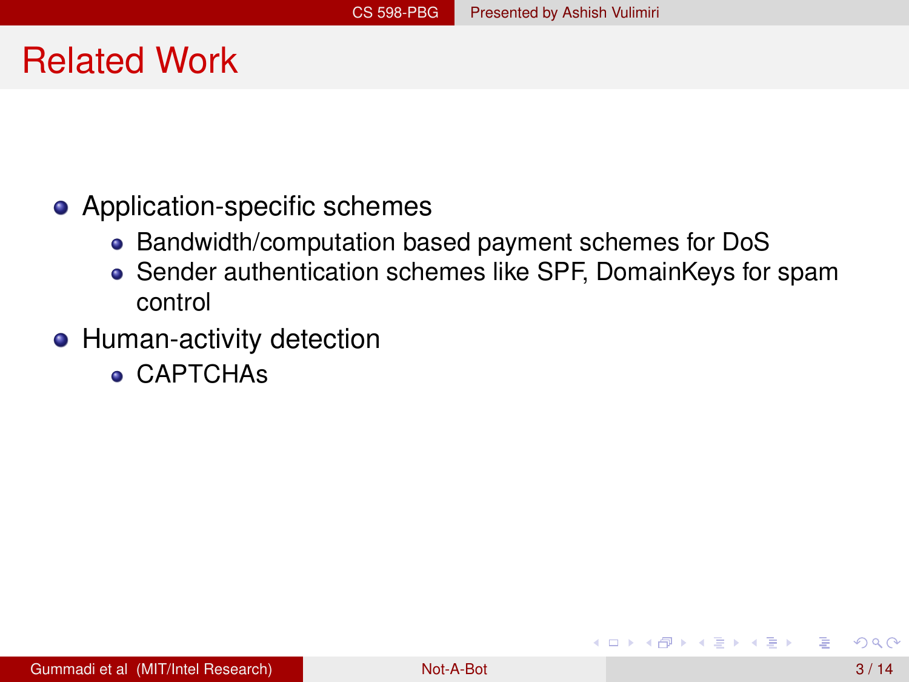# Related Work

- Application-specific schemes
  - Bandwidth/computation based payment schemes for DoS
  - Sender authentication schemes like SPF, DomainKeys for spam control
- Human-activity detection
  - CAPTCHAs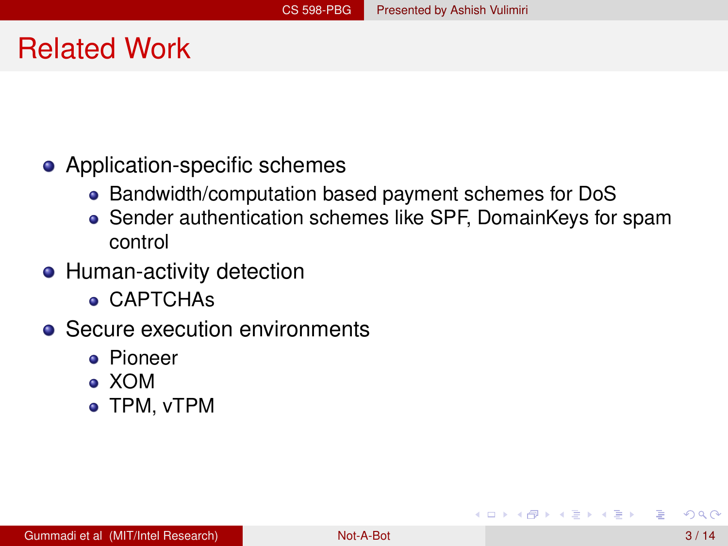# Related Work

- Application-specific schemes
  - Bandwidth/computation based payment schemes for DoS
  - Sender authentication schemes like SPF, DomainKeys for spam control
- Human-activity detection
  - CAPTCHAs
- Secure execution environments
  - Pioneer
  - XOM
  - TPM, vTPM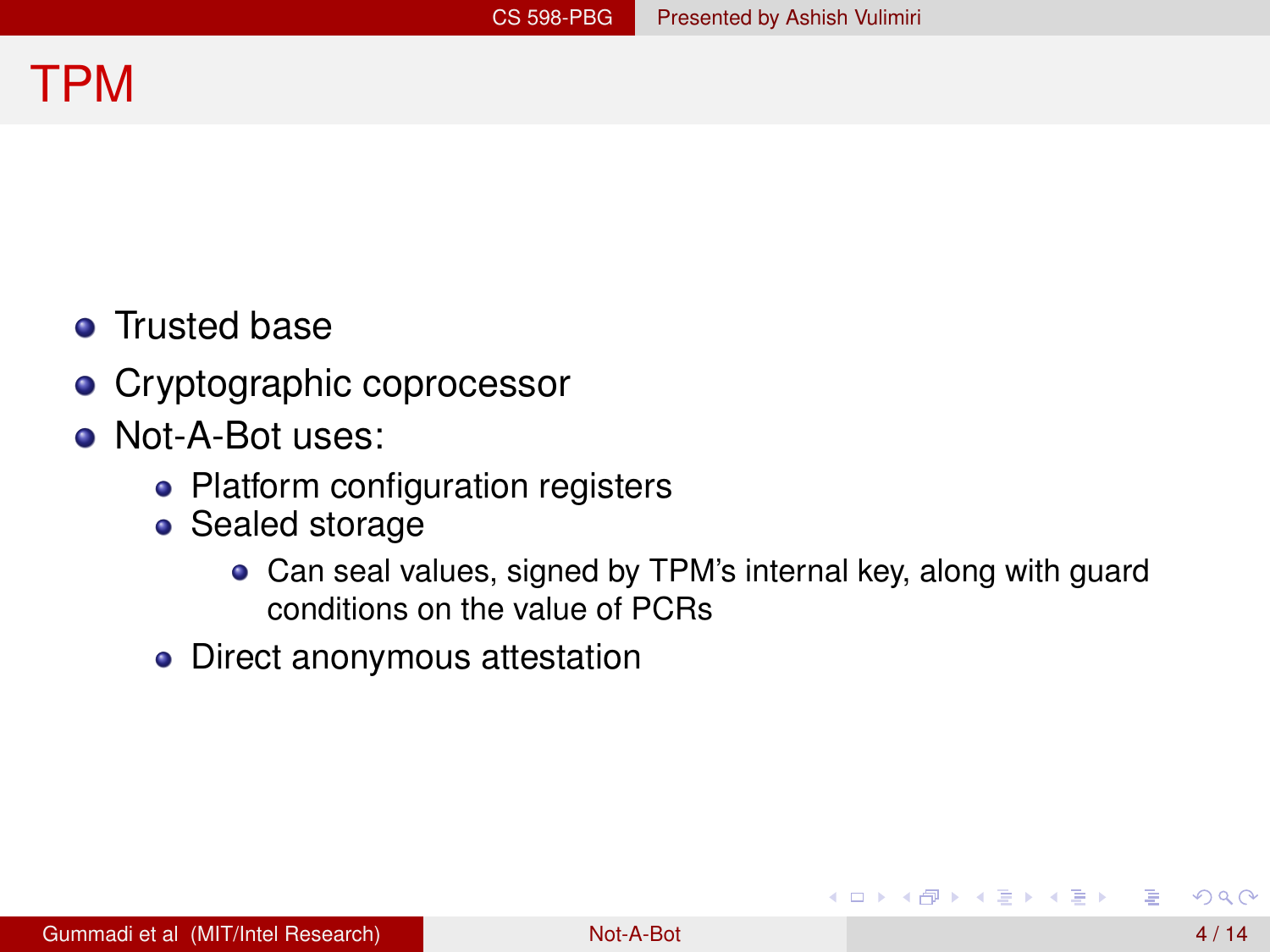# TPM

- Trusted base
- Cryptographic coprocessor
- Not-A-Bot uses:
  - Platform configuration registers
  - Sealed storage
    - Can seal values, signed by TPM's internal key, along with guard conditions on the value of PCRs
  - Direct anonymous attestation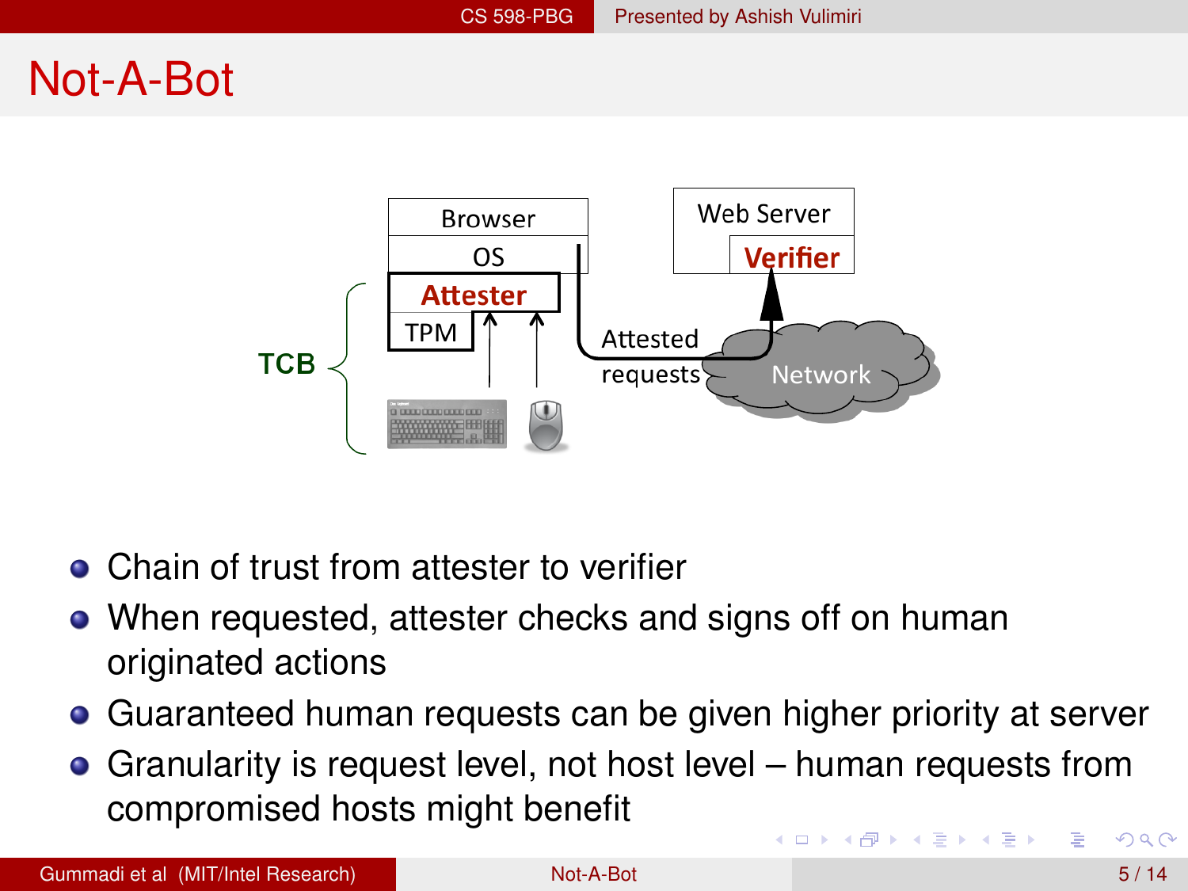# Not-A-Bot

- Chain of trust from attester to verifier
- When requested, attester checks and signs off on human originated actions
- Guaranteed human requests can be given higher priority at server
- Granularity is request level, not host level – human requests from compromised hosts might benefit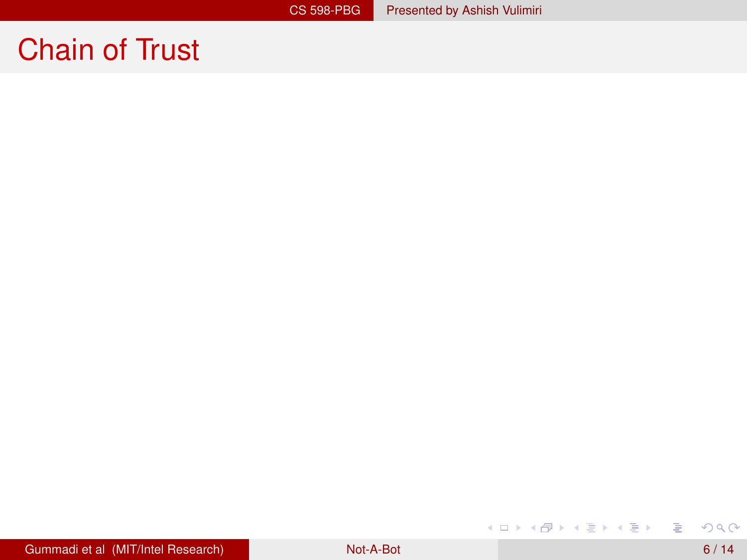# Chain of Trust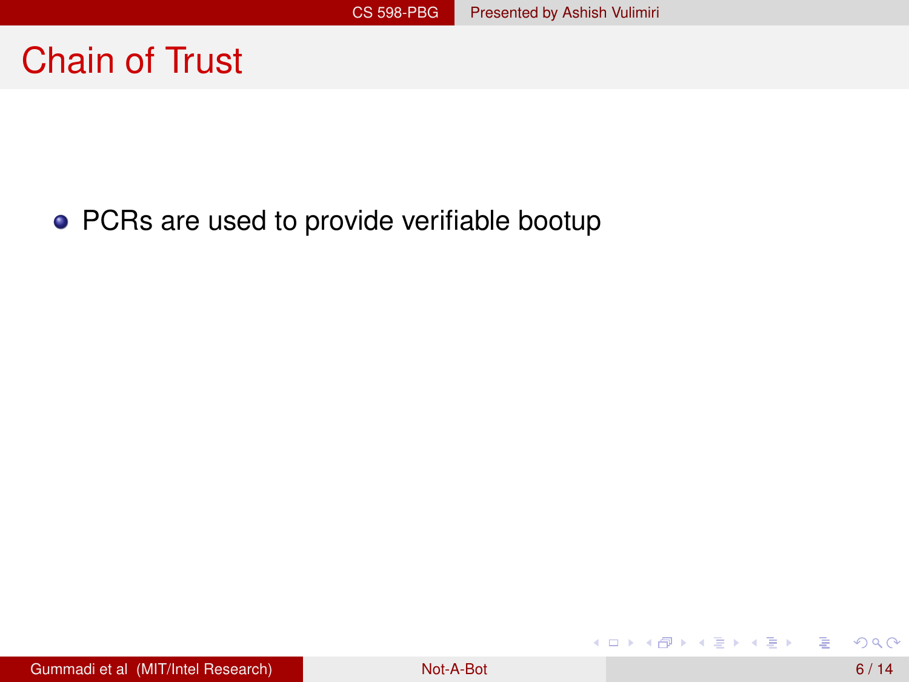# Chain of Trust

- PCRs are used to provide verifiable bootup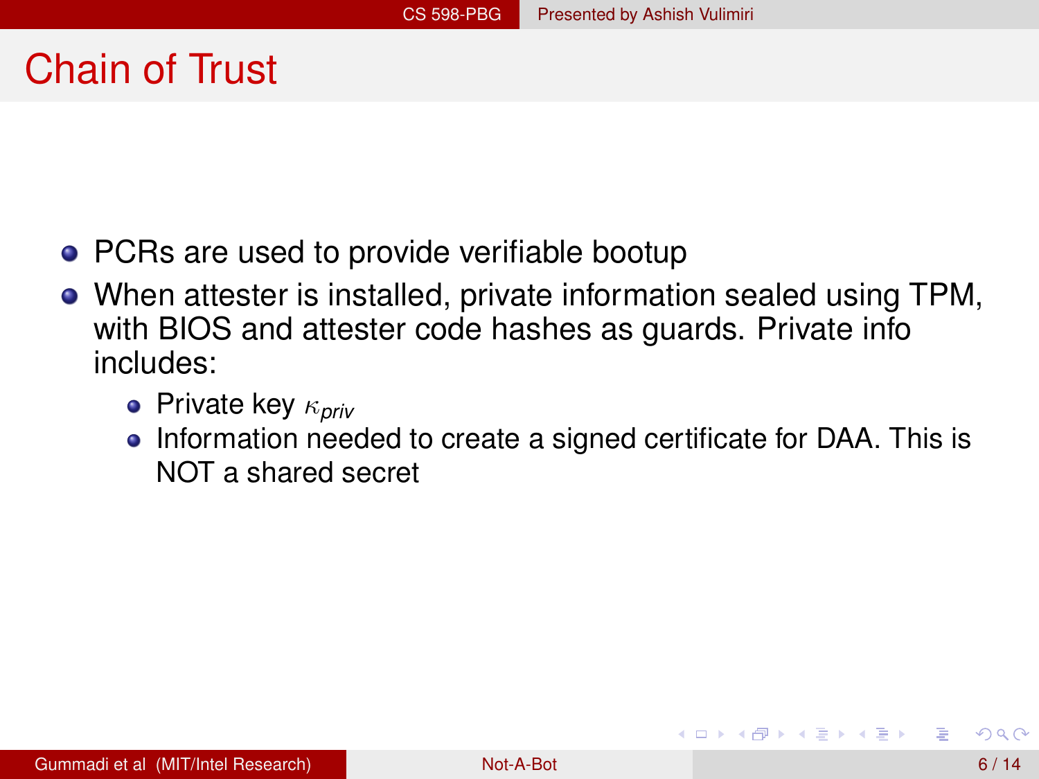# Chain of Trust

- PCRs are used to provide verifiable bootup
- When attester is installed, private information sealed using TPM, with BIOS and attester code hashes as guards. Private info includes:
  - Private key $\kappa_{priv}$
  - Information needed to create a signed certificate for DAA. This is NOT a shared secret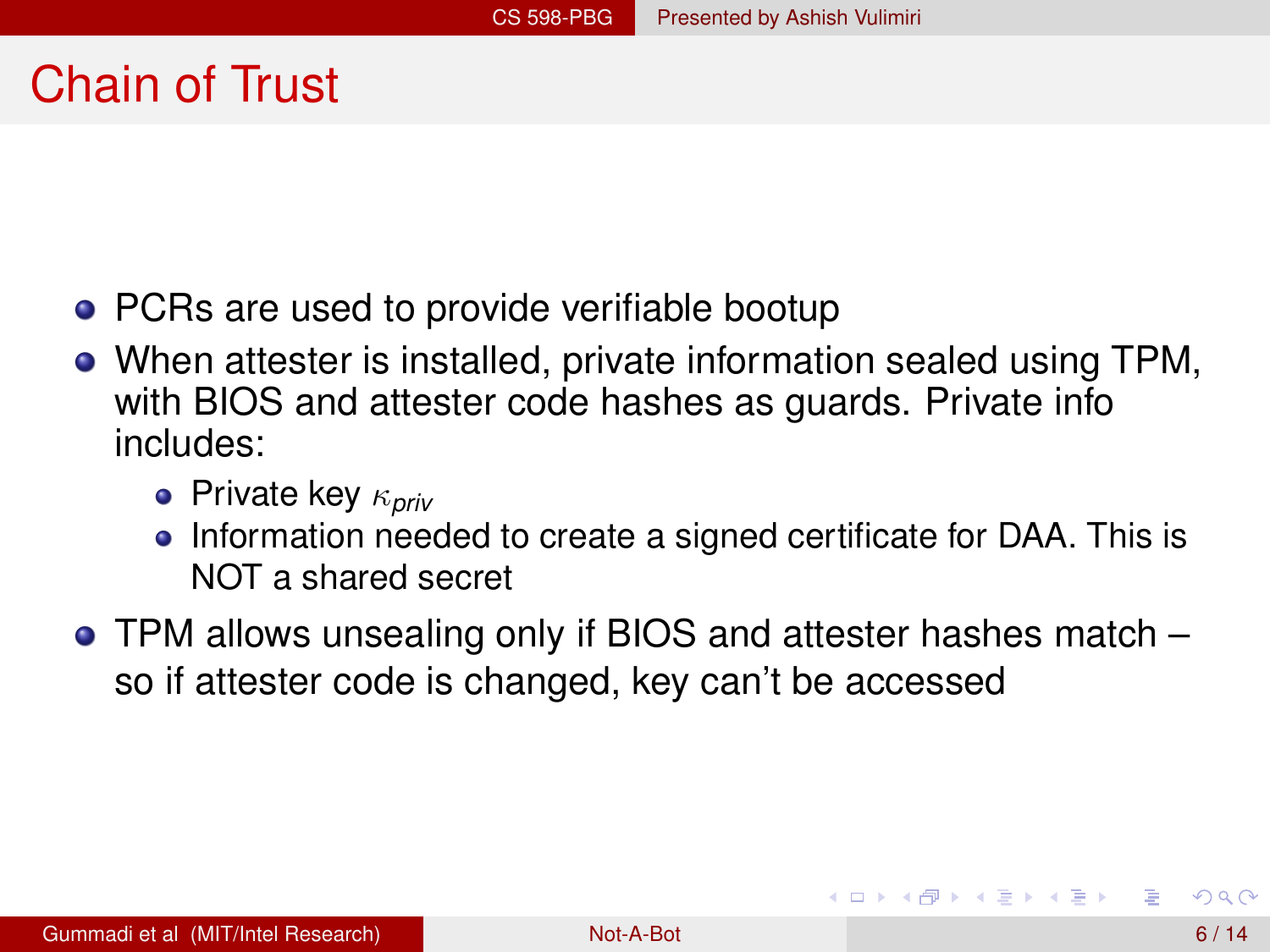# Chain of Trust

- PCRs are used to provide verifiable bootup
- When attester is installed, private information sealed using TPM, with BIOS and attester code hashes as guards. Private info includes:
  - Private key $\kappa_{priv}$
  - Information needed to create a signed certificate for DAA. This is NOT a shared secret
- TPM allows unsealing only if BIOS and attester hashes match – so if attester code is changed, key can't be accessed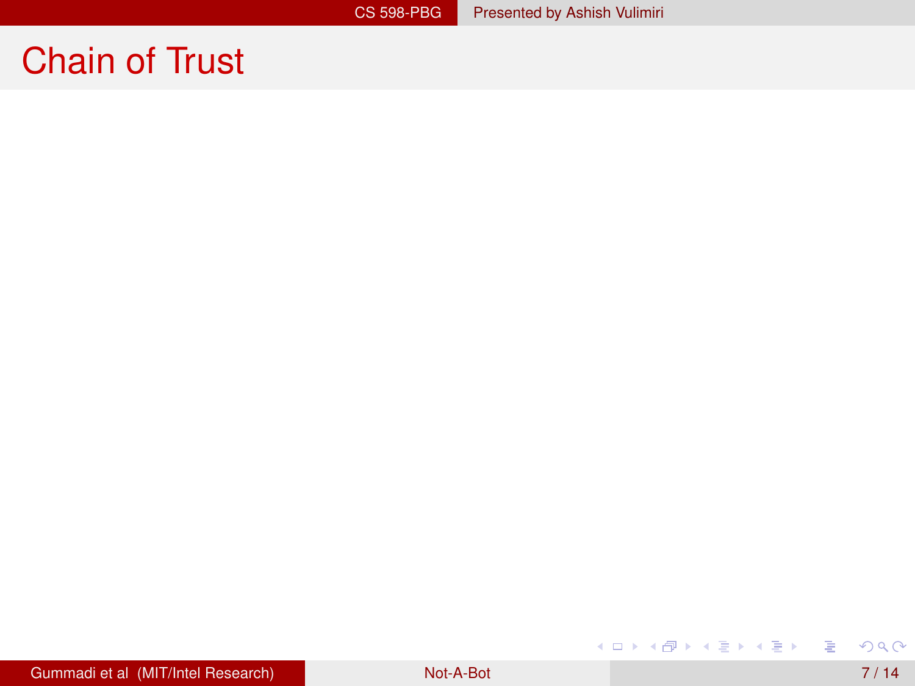# Chain of Trust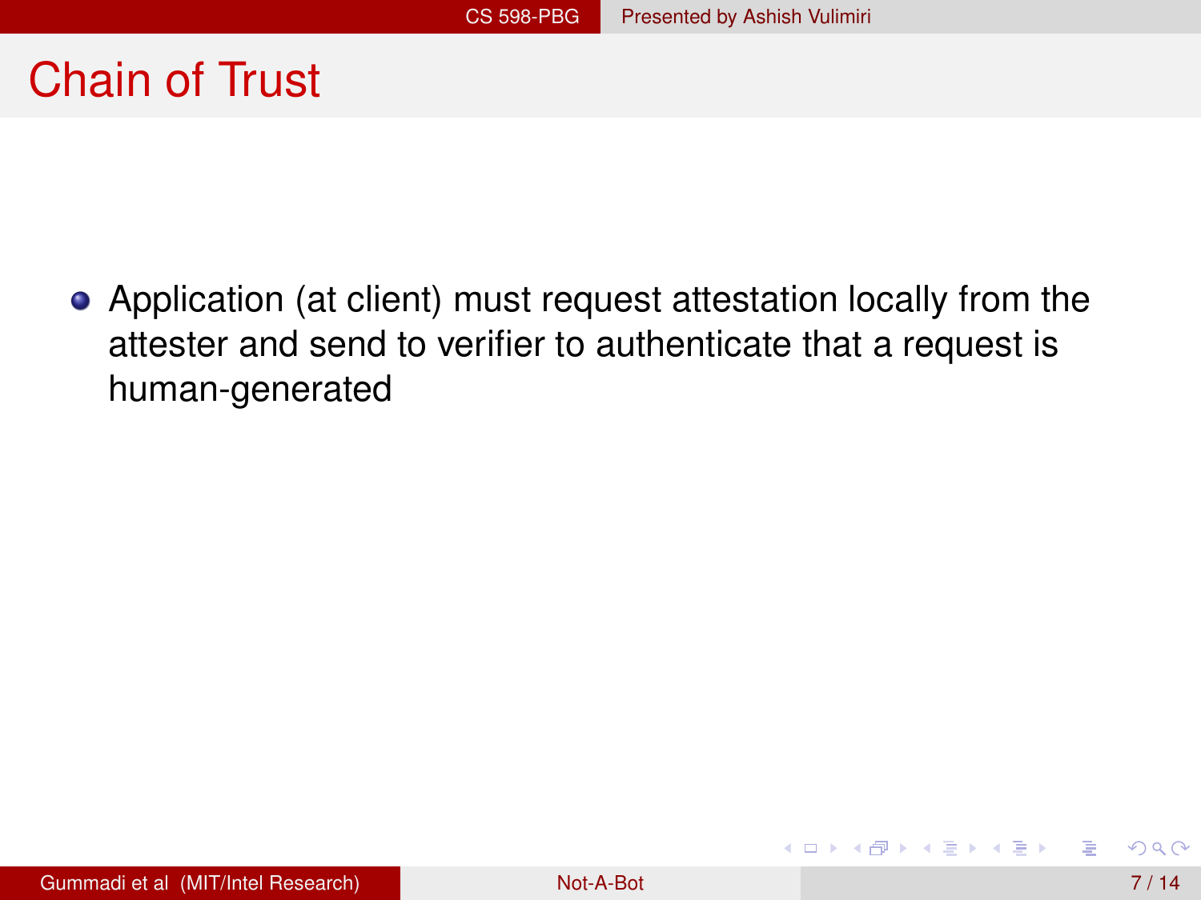# Chain of Trust

- Application (at client) must request attestation locally from the attester and send to verifier to authenticate that a request is human-generated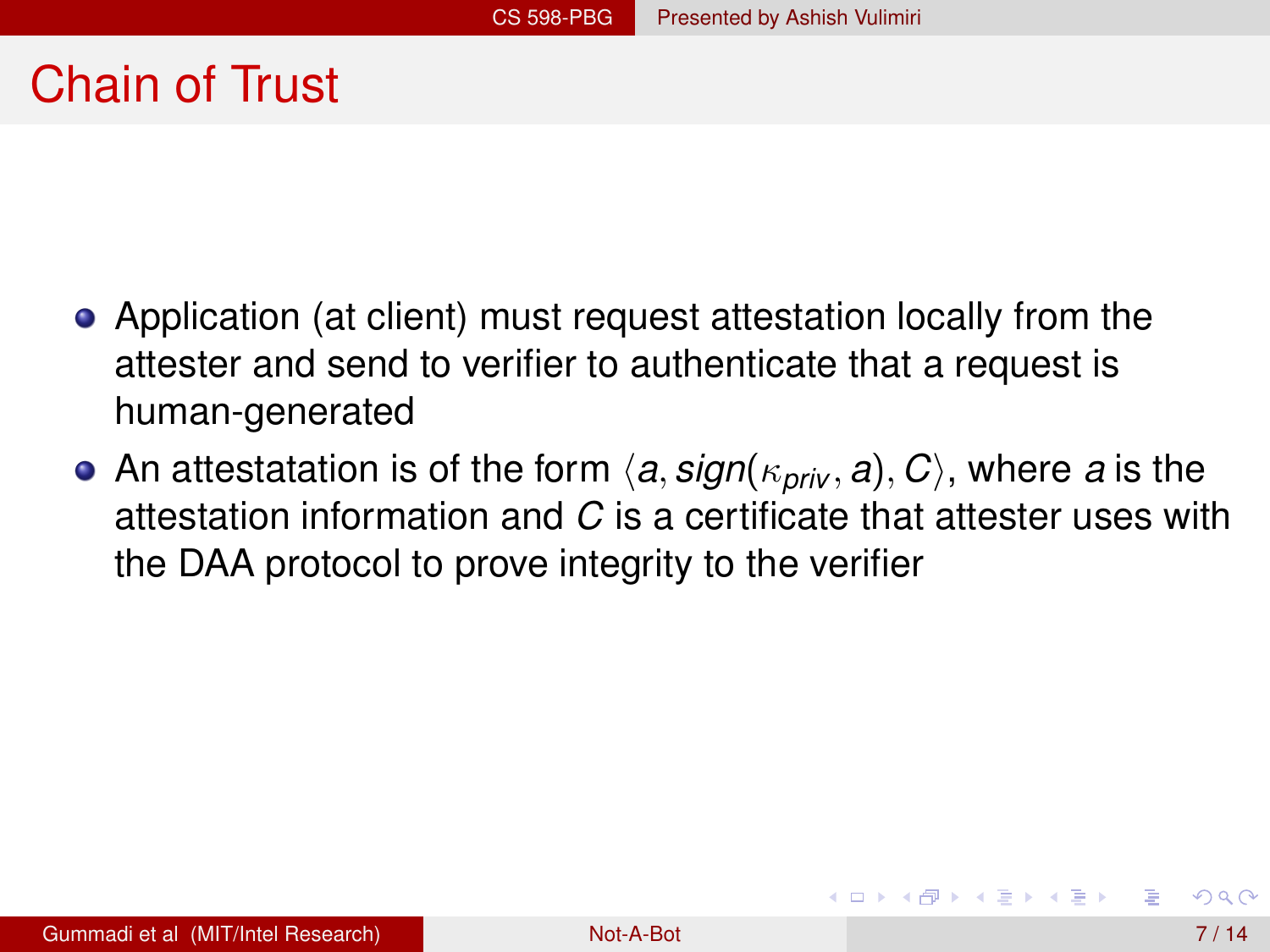# Chain of Trust

- Application (at client) must request attestation locally from the attester and send to verifier to authenticate that a request is human-generated
- An attestatation is of the form $\langle a, sign(\kappa_{priv}, a), C \rangle$, where $a$ is the attestation information and $C$ is a certificate that attester uses with the DAA protocol to prove integrity to the verifier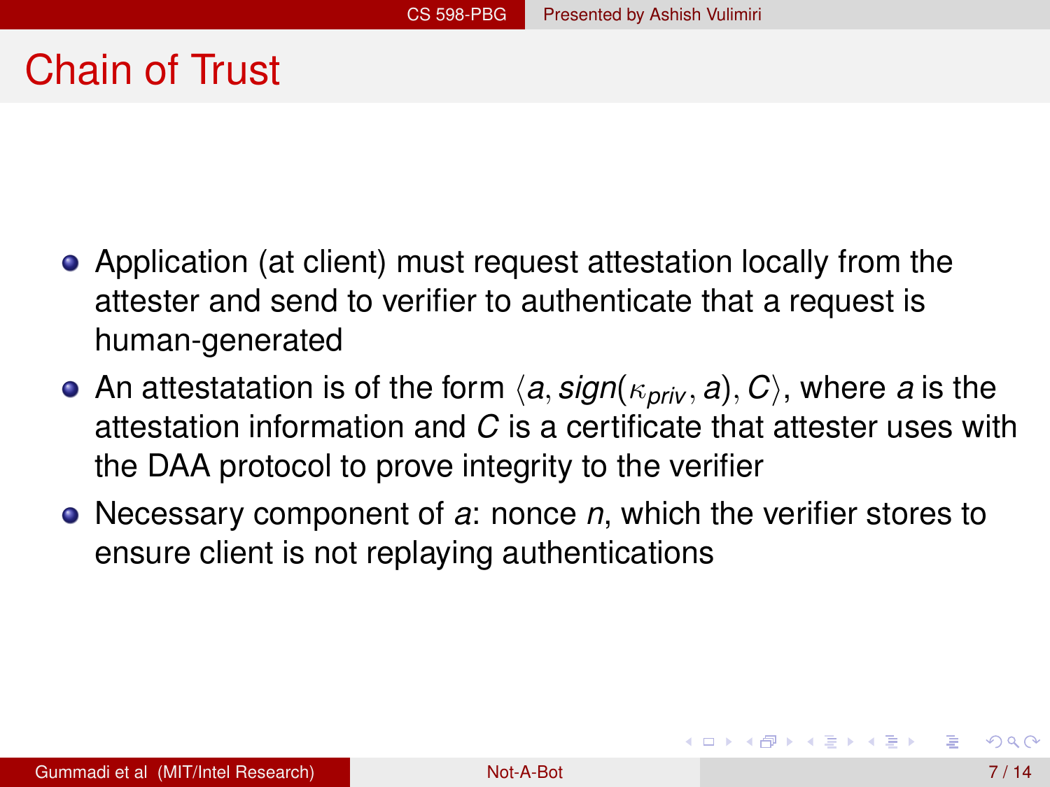# Chain of Trust

- Application (at client) must request attestation locally from the attester and send to verifier to authenticate that a request is human-generated
- An attestatation is of the form $\langle a, sign(\kappa_{priv}, a), C \rangle$, where $a$ is the attestation information and $C$ is a certificate that attester uses with the DAA protocol to prove integrity to the verifier
- Necessary component of $a$: nonce $n$, which the verifier stores to ensure client is not replaying authentications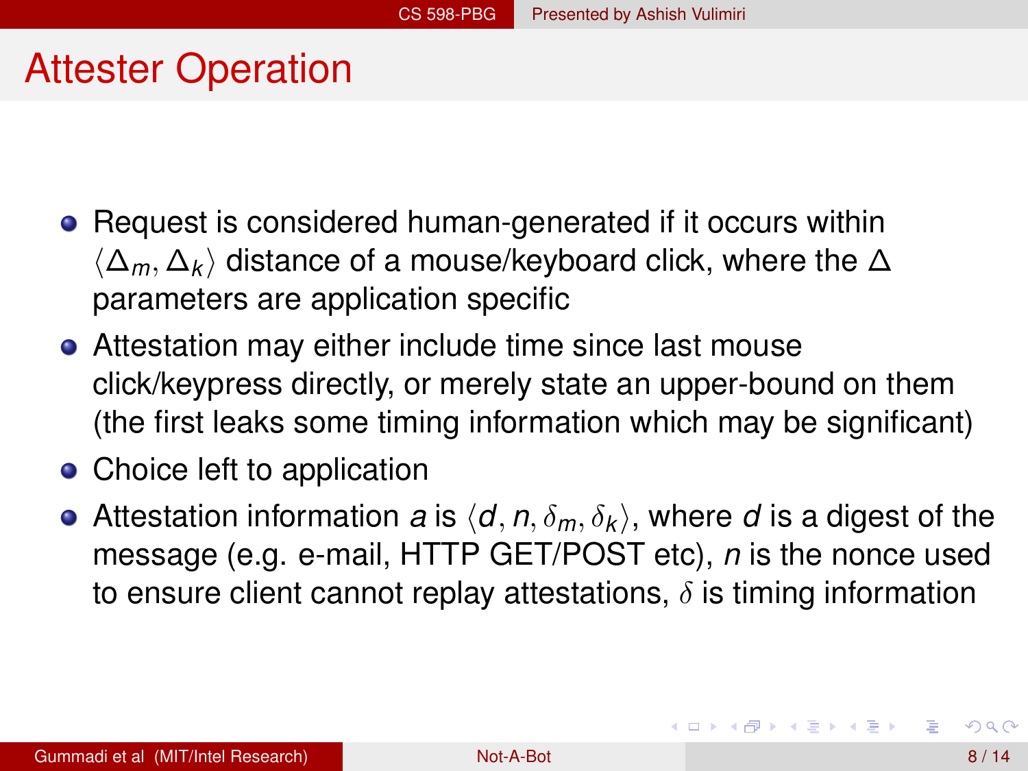# Attester Operation

- Request is considered human-generated if it occurs within $\langle \Delta_m, \Delta_k \rangle$ distance of a mouse/keyboard click, where the $\Delta$ parameters are application specific
- Attestation may either include time since last mouse click/keypress directly, or merely state an upper-bound on them (the first leaks some timing information which may be significant)
- Choice left to application
- Attestation information $a$ is $\langle d, n, \delta_m, \delta_k \rangle$, where $d$ is a digest of the message (e.g. e-mail, HTTP GET/POST etc), $n$ is the nonce used to ensure client cannot replay attestations, $\delta$ is timing information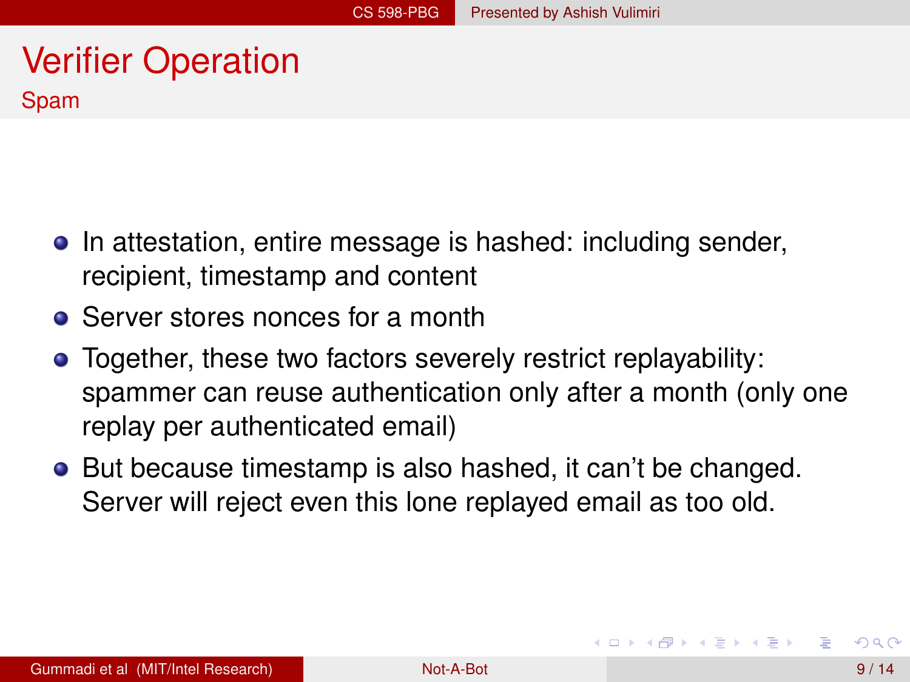# Verifier Operation

## Spam

- In attestation, entire message is hashed: including sender, recipient, timestamp and content
- Server stores nonces for a month
- Together, these two factors severely restrict replayability: spammer can reuse authentication only after a month (only one replay per authenticated email)
- But because timestamp is also hashed, it can't be changed. Server will reject even this lone replayed email as too old.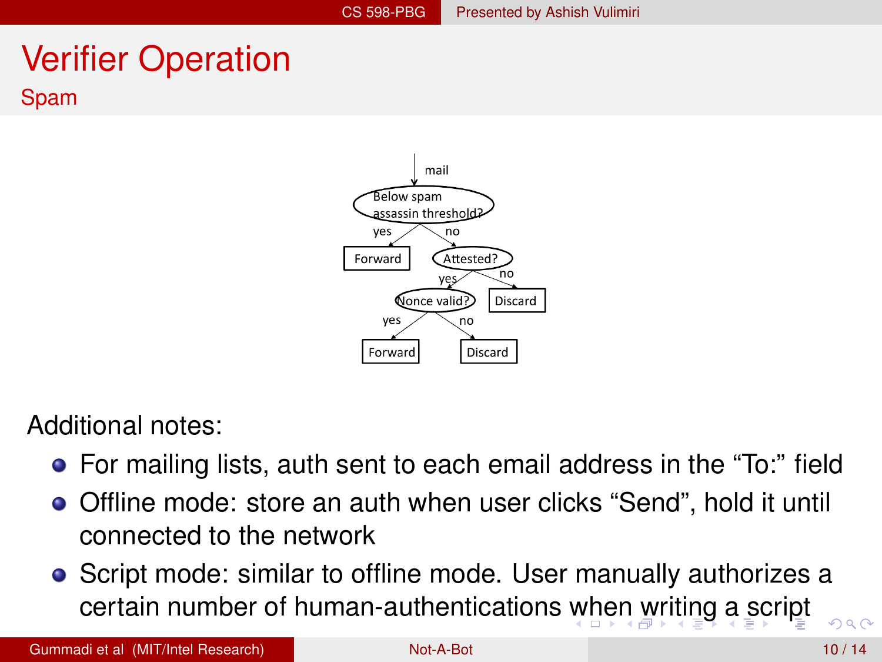# Verifier Operation

## Spam

mail

Below spam assassin threshold?
- yes → Forward
- no → Attested?
  - no → Discard
  - yes → Nonce valid?
    - yes → Forward
    - no → Discard

Additional notes:

- For mailing lists, auth sent to each email address in the "To:" field
- Offline mode: store an auth when user clicks "Send", hold it until connected to the network
- Script mode: similar to offline mode. User manually authorizes a certain number of human-authentications when writing a script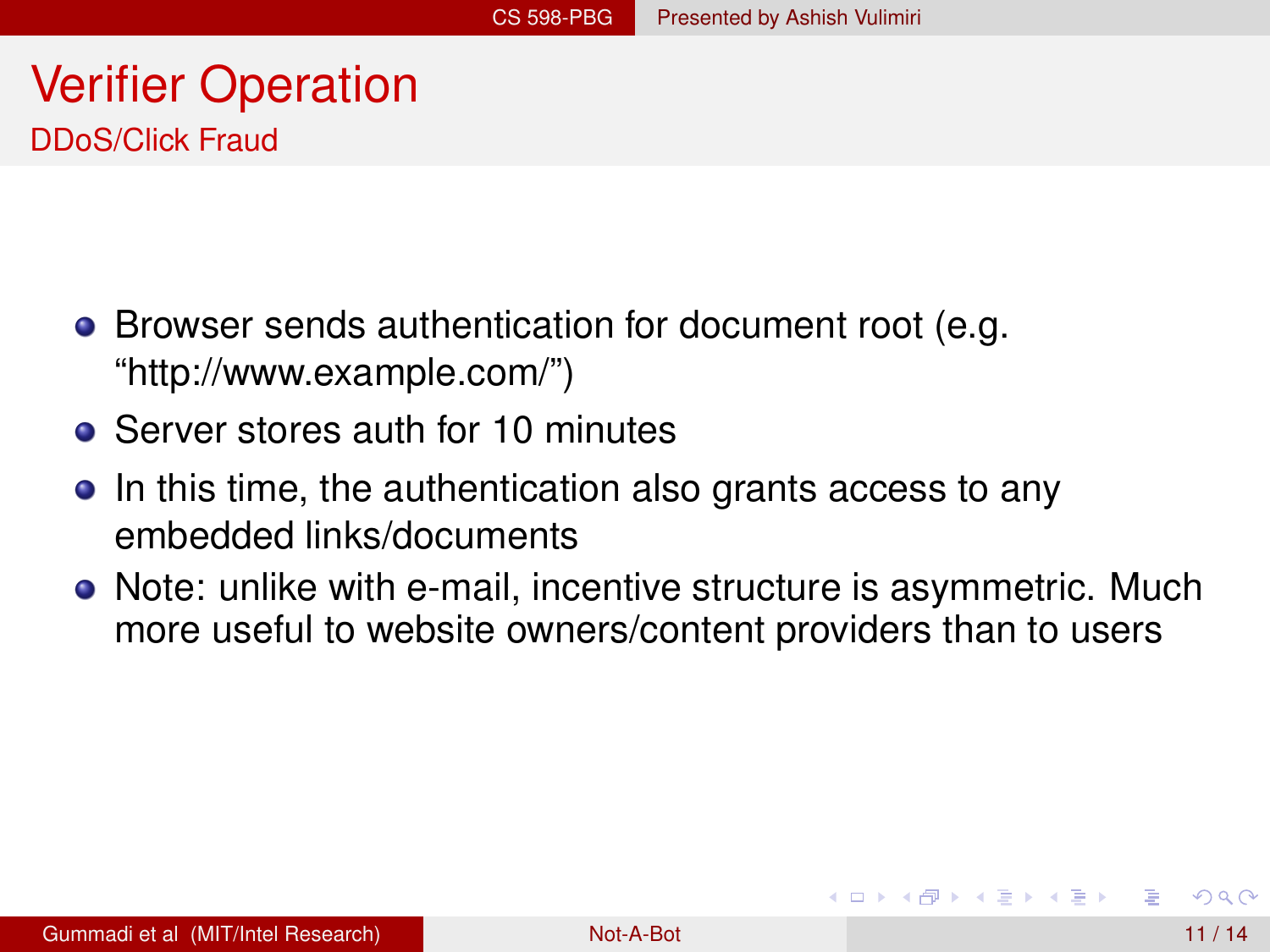# Verifier Operation

## DDoS/Click Fraud

- Browser sends authentication for document root (e.g. “http://www.example.com/”)
- Server stores auth for 10 minutes
- In this time, the authentication also grants access to any embedded links/documents
- Note: unlike with e-mail, incentive structure is asymmetric. Much more useful to website owners/content providers than to users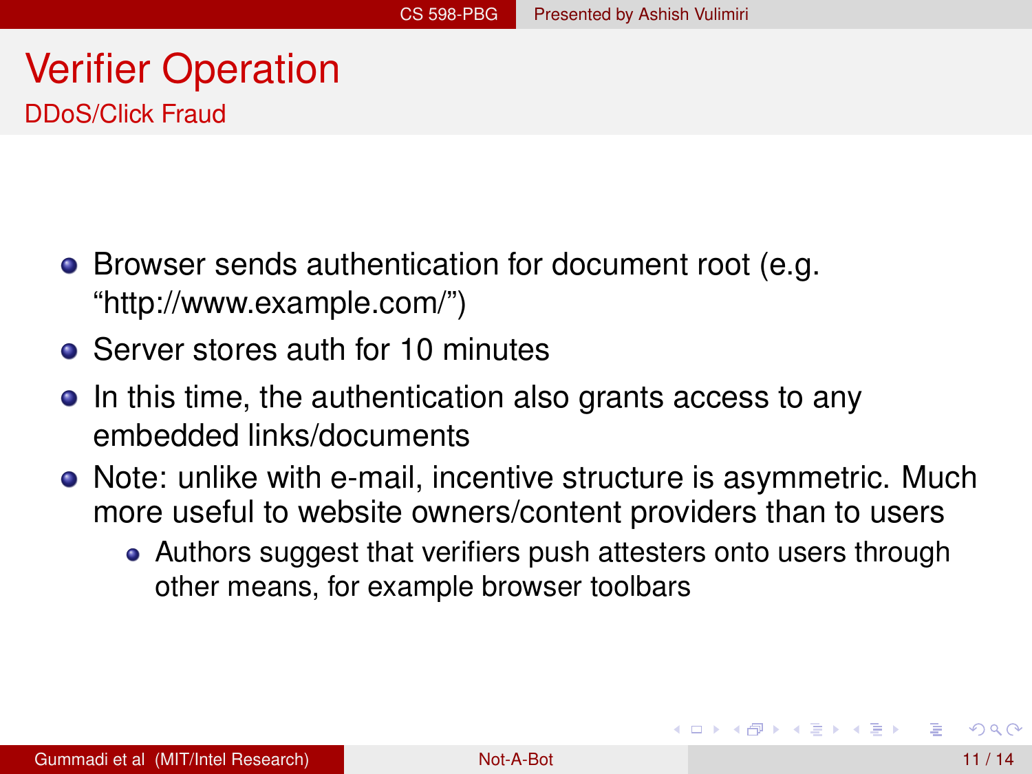# Verifier Operation

## DDoS/Click Fraud

- Browser sends authentication for document root (e.g. “http://www.example.com/”)
- Server stores auth for 10 minutes
- In this time, the authentication also grants access to any embedded links/documents
- Note: unlike with e-mail, incentive structure is asymmetric. Much more useful to website owners/content providers than to users
  - Authors suggest that verifiers push attesters onto users through other means, for example browser toolbars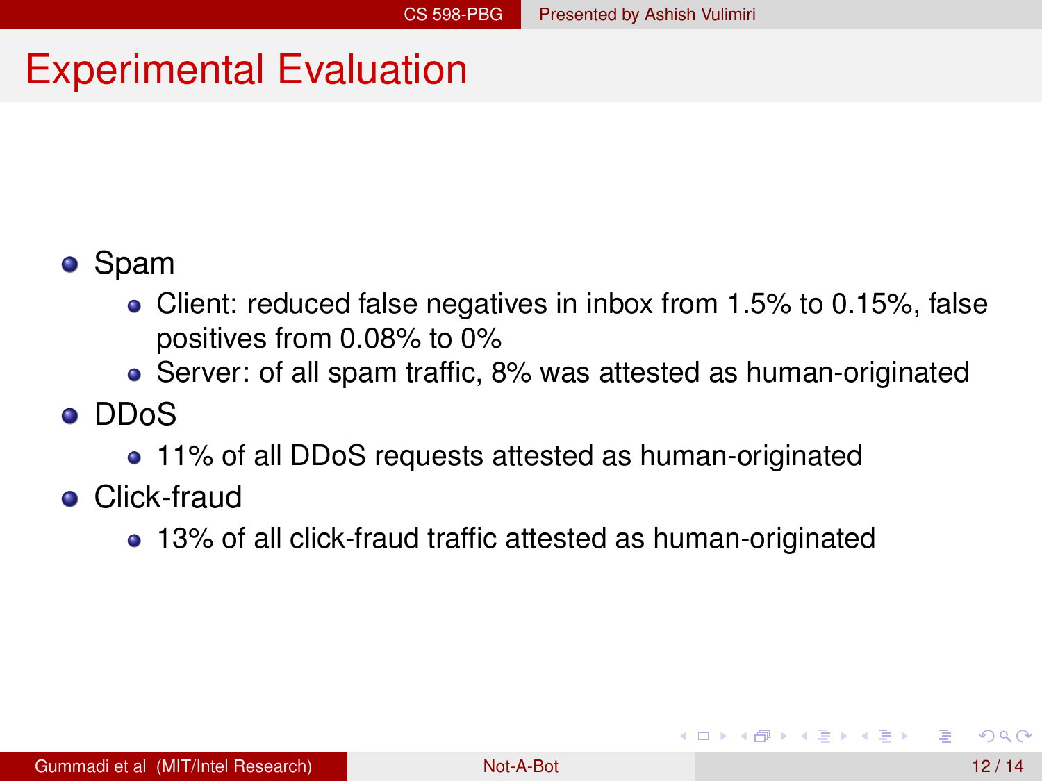# Experimental Evaluation

- Spam
  - Client: reduced false negatives in inbox from 1.5% to 0.15%, false positives from 0.08% to 0%
  - Server: of all spam traffic, 8% was attested as human-originated
- DDoS
  - 11% of all DDoS requests attested as human-originated
- Click-fraud
  - 13% of all click-fraud traffic attested as human-originated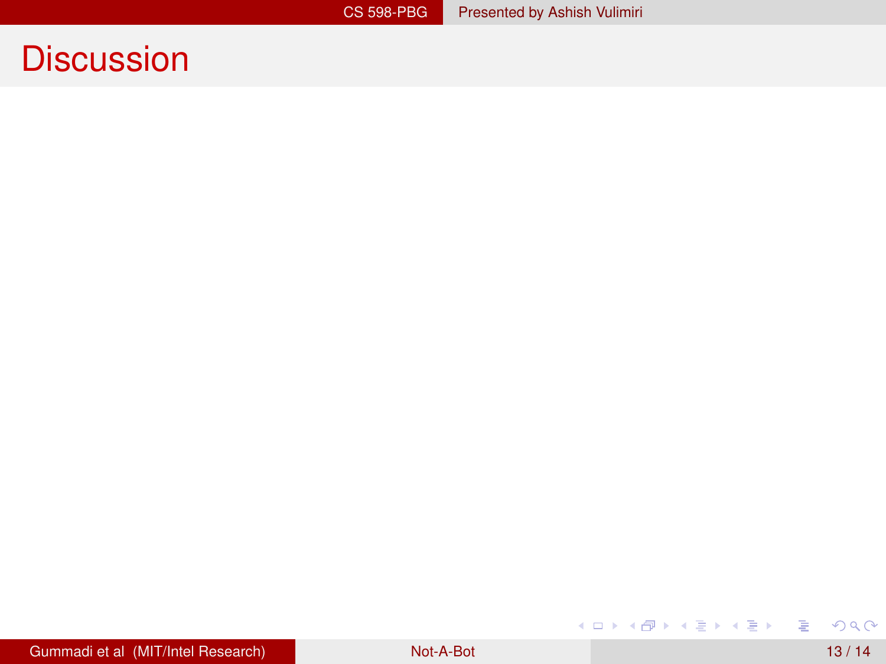# Discussion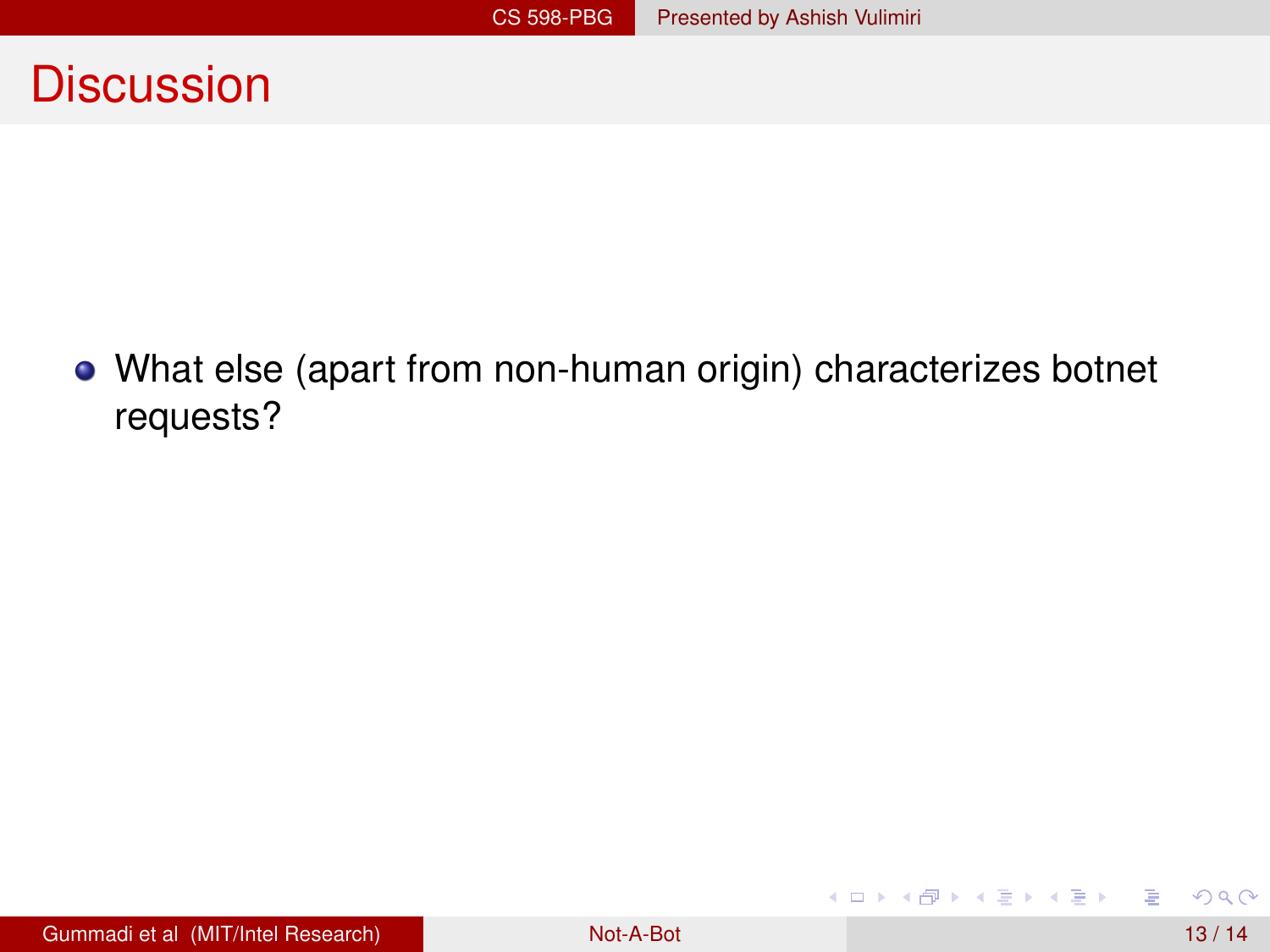# Discussion

- What else (apart from non-human origin) characterizes botnet requests?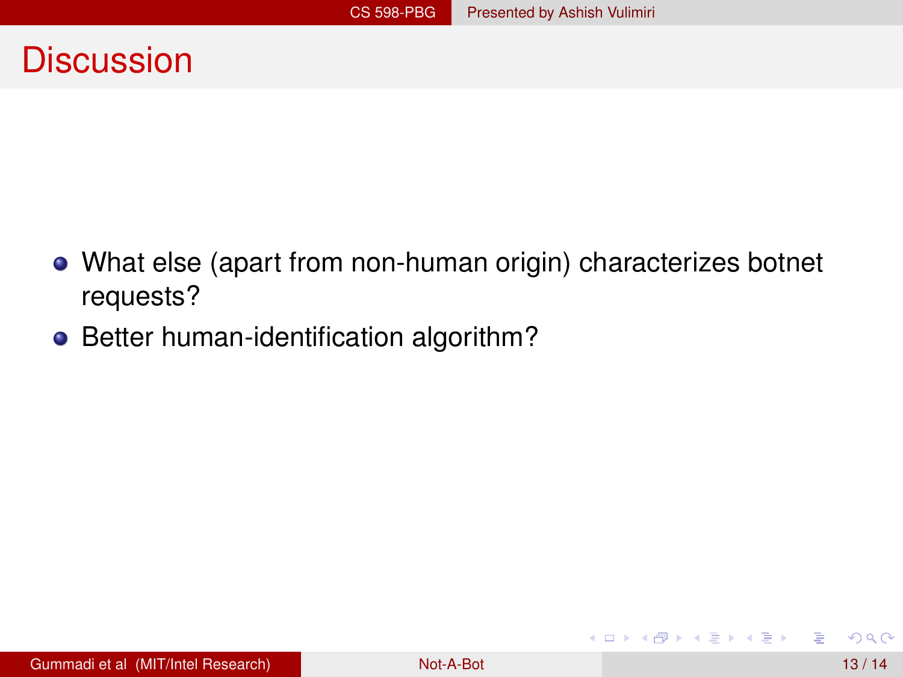# Discussion

- What else (apart from non-human origin) characterizes botnet requests?
- Better human-identification algorithm?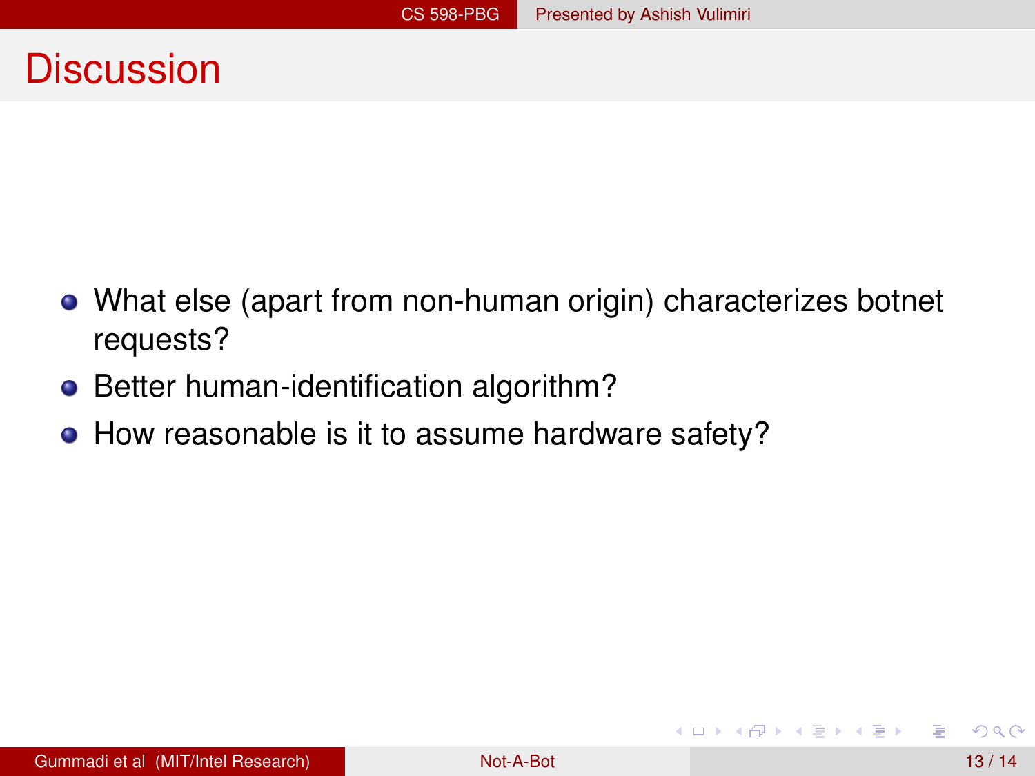# Discussion

- What else (apart from non-human origin) characterizes botnet requests?
- Better human-identification algorithm?
- How reasonable is it to assume hardware safety?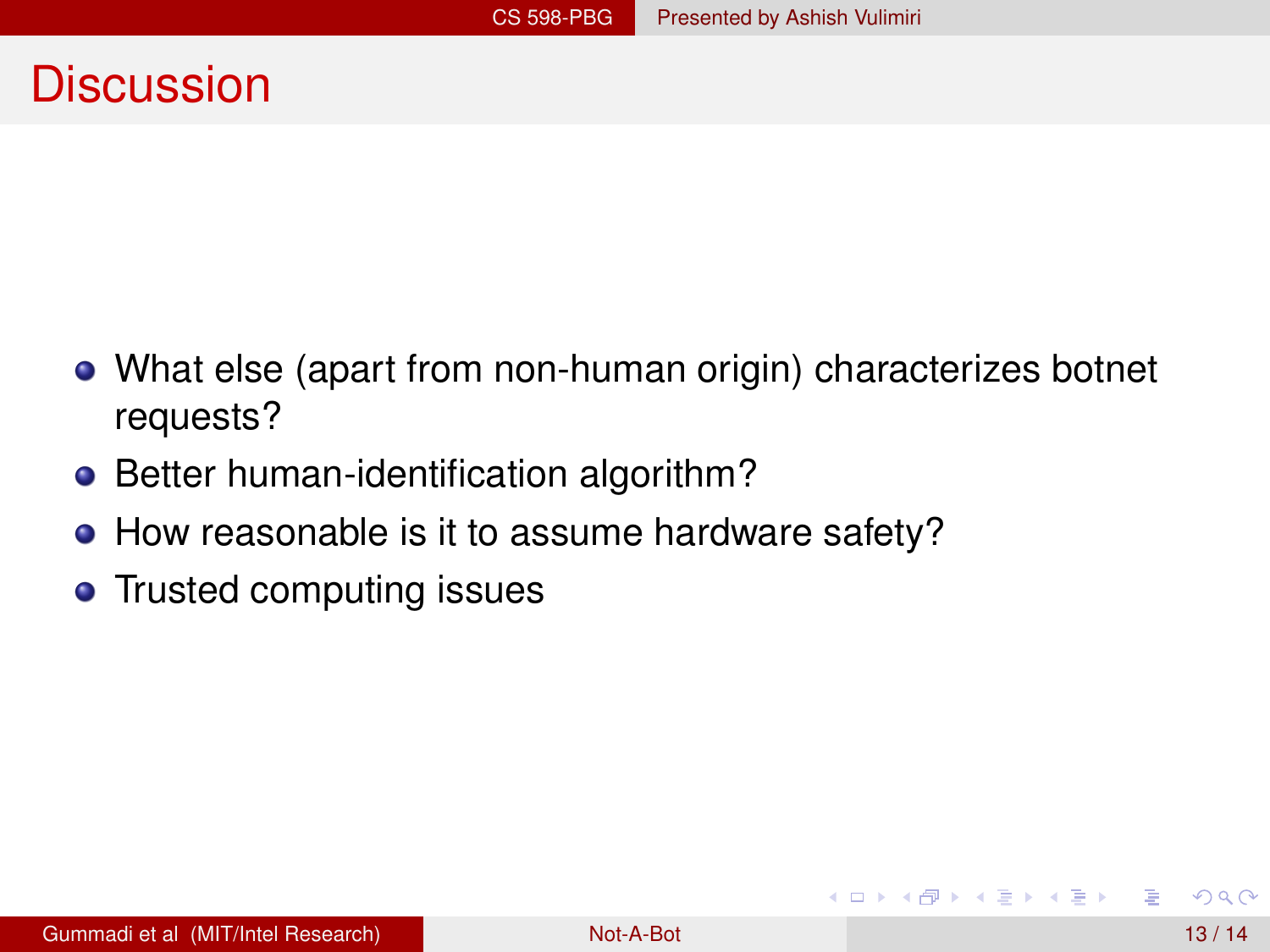# Discussion

- What else (apart from non-human origin) characterizes botnet requests?
- Better human-identification algorithm?
- How reasonable is it to assume hardware safety?
- Trusted computing issues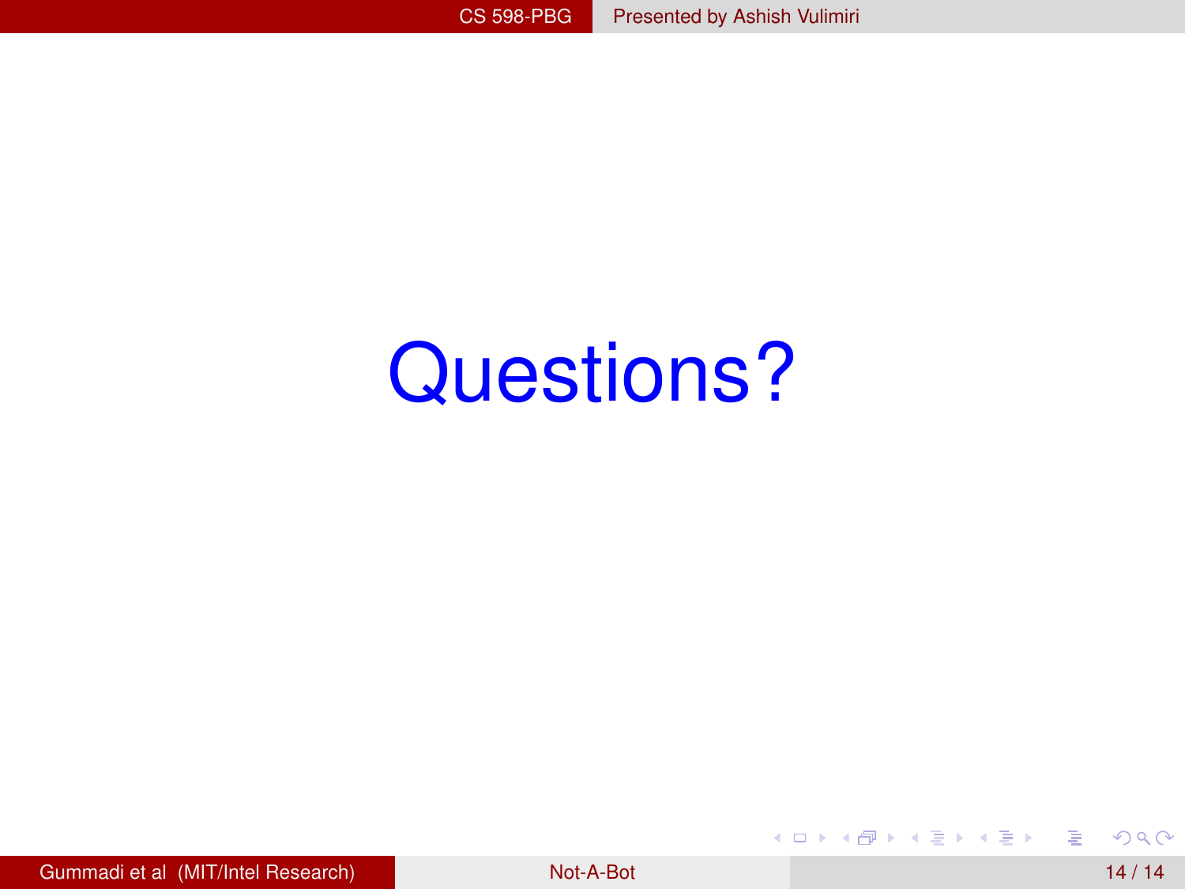# Questions?